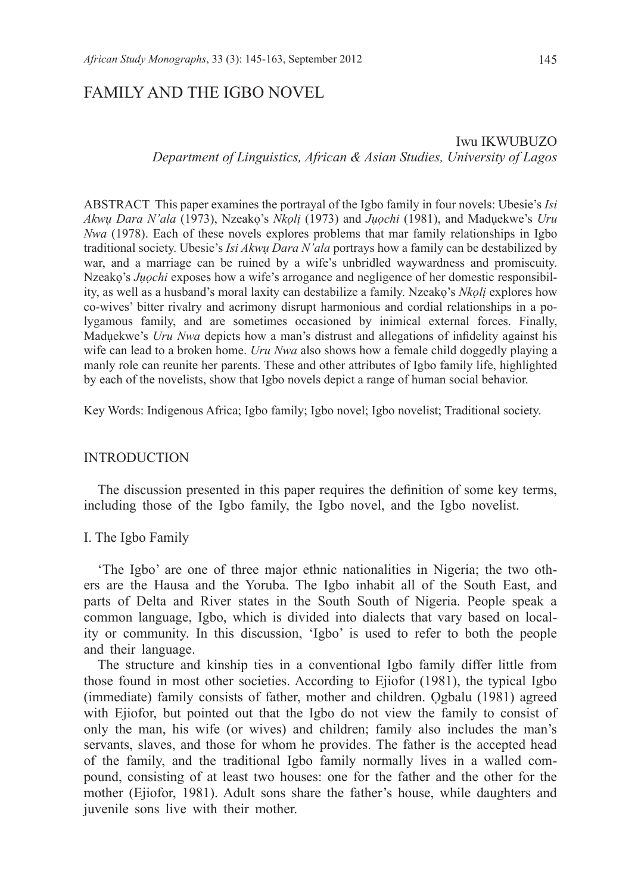# FAMILY AND THE IGBO NOVEL

Iwu IKWUBUZO
*Department of Linguistics, African & Asian Studies, University of Lagos*

ABSTRACT This paper examines the portrayal of the Igbo family in four novels: Ubesie's *Isi Akwụ Dara N'ala* (1973), Nzeakọ's *Nkọlị* (1973) and *Jụọchi* (1981), and Madụekwe's *Uru Nwa* (1978). Each of these novels explores problems that mar family relationships in Igbo traditional society. Ubesie's *Isi Akwụ Dara N'ala* portrays how a family can be destabilized by war, and a marriage can be ruined by a wife's unbridled waywardness and promiscuity. Nzeakọ's *Jụọchi* exposes how a wife's arrogance and negligence of her domestic responsibility, as well as a husband's moral laxity can destabilize a family. Nzeakọ's *Nkọlị* explores how co-wives' bitter rivalry and acrimony disrupt harmonious and cordial relationships in a polygamous family, and are sometimes occasioned by inimical external forces. Finally, Madụekwe's *Uru Nwa* depicts how a man's distrust and allegations of infidelity against his wife can lead to a broken home. *Uru Nwa* also shows how a female child doggedly playing a manly role can reunite her parents. These and other attributes of Igbo family life, highlighted by each of the novelists, show that Igbo novels depict a range of human social behavior.

Key Words: Indigenous Africa; Igbo family; Igbo novel; Igbo novelist; Traditional society.

## INTRODUCTION

The discussion presented in this paper requires the definition of some key terms, including those of the Igbo family, the Igbo novel, and the Igbo novelist.

### I. The Igbo Family

'The Igbo' are one of three major ethnic nationalities in Nigeria; the two others are the Hausa and the Yoruba. The Igbo inhabit all of the South East, and parts of Delta and River states in the South South of Nigeria. People speak a common language, Igbo, which is divided into dialects that vary based on locality or community. In this discussion, 'Igbo' is used to refer to both the people and their language.

The structure and kinship ties in a conventional Igbo family differ little from those found in most other societies. According to Ejiofor (1981), the typical Igbo (immediate) family consists of father, mother and children. Ọgbalu (1981) agreed with Ejiofor, but pointed out that the Igbo do not view the family to consist of only the man, his wife (or wives) and children; family also includes the man's servants, slaves, and those for whom he provides. The father is the accepted head of the family, and the traditional Igbo family normally lives in a walled compound, consisting of at least two houses: one for the father and the other for the mother (Ejiofor, 1981). Adult sons share the father's house, while daughters and juvenile sons live with their mother.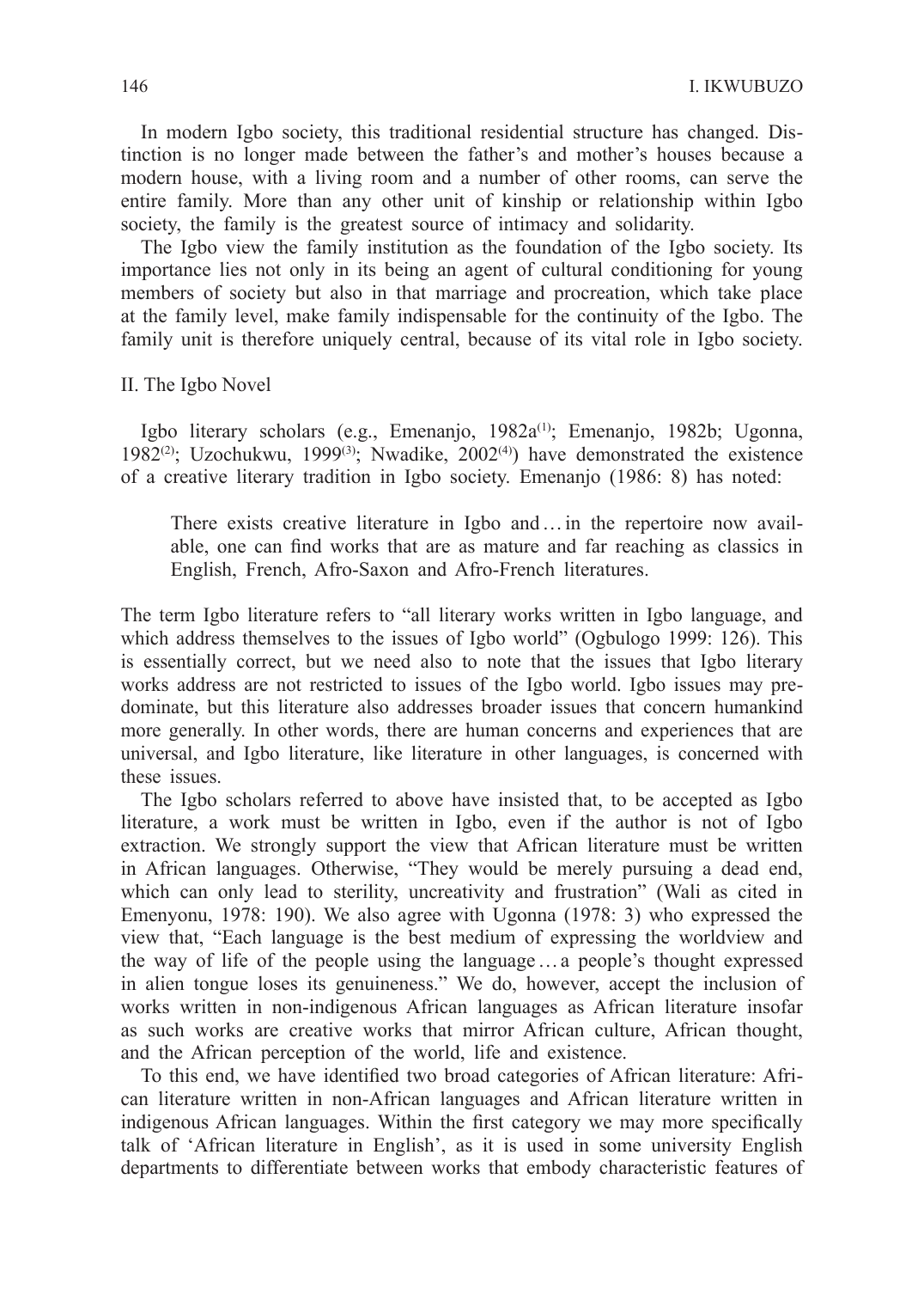In modern Igbo society, this traditional residential structure has changed. Distinction is no longer made between the father's and mother's houses because a modern house, with a living room and a number of other rooms, can serve the entire family. More than any other unit of kinship or relationship within Igbo society, the family is the greatest source of intimacy and solidarity.

The Igbo view the family institution as the foundation of the Igbo society. Its importance lies not only in its being an agent of cultural conditioning for young members of society but also in that marriage and procreation, which take place at the family level, make family indispensable for the continuity of the Igbo. The family unit is therefore uniquely central, because of its vital role in Igbo society.

## II. The Igbo Novel

Igbo literary scholars (e.g., Emenanjo, 1982a[1]; Emenanjo, 1982b; Ugonna, 1982[2]; Uzochukwu, 1999[3]; Nwadike, 2002[4]) have demonstrated the existence of a creative literary tradition in Igbo society. Emenanjo (1986: 8) has noted:

> There exists creative literature in Igbo and … in the repertoire now available, one can find works that are as mature and far reaching as classics in English, French, Afro-Saxon and Afro-French literatures.

The term Igbo literature refers to "all literary works written in Igbo language, and which address themselves to the issues of Igbo world" (Ogbulogo 1999: 126). This is essentially correct, but we need also to note that the issues that Igbo literary works address are not restricted to issues of the Igbo world. Igbo issues may predominate, but this literature also addresses broader issues that concern humankind more generally. In other words, there are human concerns and experiences that are universal, and Igbo literature, like literature in other languages, is concerned with these issues.

The Igbo scholars referred to above have insisted that, to be accepted as Igbo literature, a work must be written in Igbo, even if the author is not of Igbo extraction. We strongly support the view that African literature must be written in African languages. Otherwise, "They would be merely pursuing a dead end, which can only lead to sterility, uncreativity and frustration" (Wali as cited in Emenyonu, 1978: 190). We also agree with Ugonna (1978: 3) who expressed the view that, "Each language is the best medium of expressing the worldview and the way of life of the people using the language … a people's thought expressed in alien tongue loses its genuineness." We do, however, accept the inclusion of works written in non-indigenous African languages as African literature insofar as such works are creative works that mirror African culture, African thought, and the African perception of the world, life and existence.

To this end, we have identified two broad categories of African literature: African literature written in non-African languages and African literature written in indigenous African languages. Within the first category we may more specifically talk of 'African literature in English', as it is used in some university English departments to differentiate between works that embody characteristic features of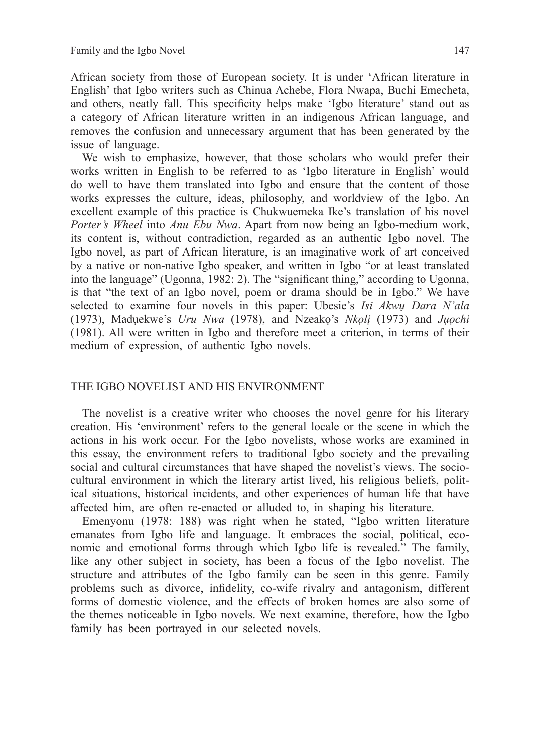African society from those of European society. It is under 'African literature in English' that Igbo writers such as Chinua Achebe, Flora Nwapa, Buchi Emecheta, and others, neatly fall. This specificity helps make 'Igbo literature' stand out as a category of African literature written in an indigenous African language, and removes the confusion and unnecessary argument that has been generated by the issue of language.

We wish to emphasize, however, that those scholars who would prefer their works written in English to be referred to as 'Igbo literature in English' would do well to have them translated into Igbo and ensure that the content of those works expresses the culture, ideas, philosophy, and worldview of the Igbo. An excellent example of this practice is Chukwuemeka Ike's translation of his novel *Porter's Wheel* into *Anu Ebu Nwa*. Apart from now being an Igbo-medium work, its content is, without contradiction, regarded as an authentic Igbo novel. The Igbo novel, as part of African literature, is an imaginative work of art conceived by a native or non-native Igbo speaker, and written in Igbo "or at least translated into the language" (Ugonna, 1982: 2). The "significant thing," according to Ugonna, is that "the text of an Igbo novel, poem or drama should be in Igbo." We have selected to examine four novels in this paper: Ubesie's *Isi Akwụ Dara N'ala* (1973), Madụekwe's *Uru Nwa* (1978), and Nzeakọ's *Nkọlị* (1973) and *Jụọchi* (1981). All were written in Igbo and therefore meet a criterion, in terms of their medium of expression, of authentic Igbo novels.

## THE IGBO NOVELIST AND HIS ENVIRONMENT

The novelist is a creative writer who chooses the novel genre for his literary creation. His 'environment' refers to the general locale or the scene in which the actions in his work occur. For the Igbo novelists, whose works are examined in this essay, the environment refers to traditional Igbo society and the prevailing social and cultural circumstances that have shaped the novelist's views. The socio-cultural environment in which the literary artist lived, his religious beliefs, political situations, historical incidents, and other experiences of human life that have affected him, are often re-enacted or alluded to, in shaping his literature.

Emenyonu (1978: 188) was right when he stated, "Igbo written literature emanates from Igbo life and language. It embraces the social, political, economic and emotional forms through which Igbo life is revealed." The family, like any other subject in society, has been a focus of the Igbo novelist. The structure and attributes of the Igbo family can be seen in this genre. Family problems such as divorce, infidelity, co-wife rivalry and antagonism, different forms of domestic violence, and the effects of broken homes are also some of the themes noticeable in Igbo novels. We next examine, therefore, how the Igbo family has been portrayed in our selected novels.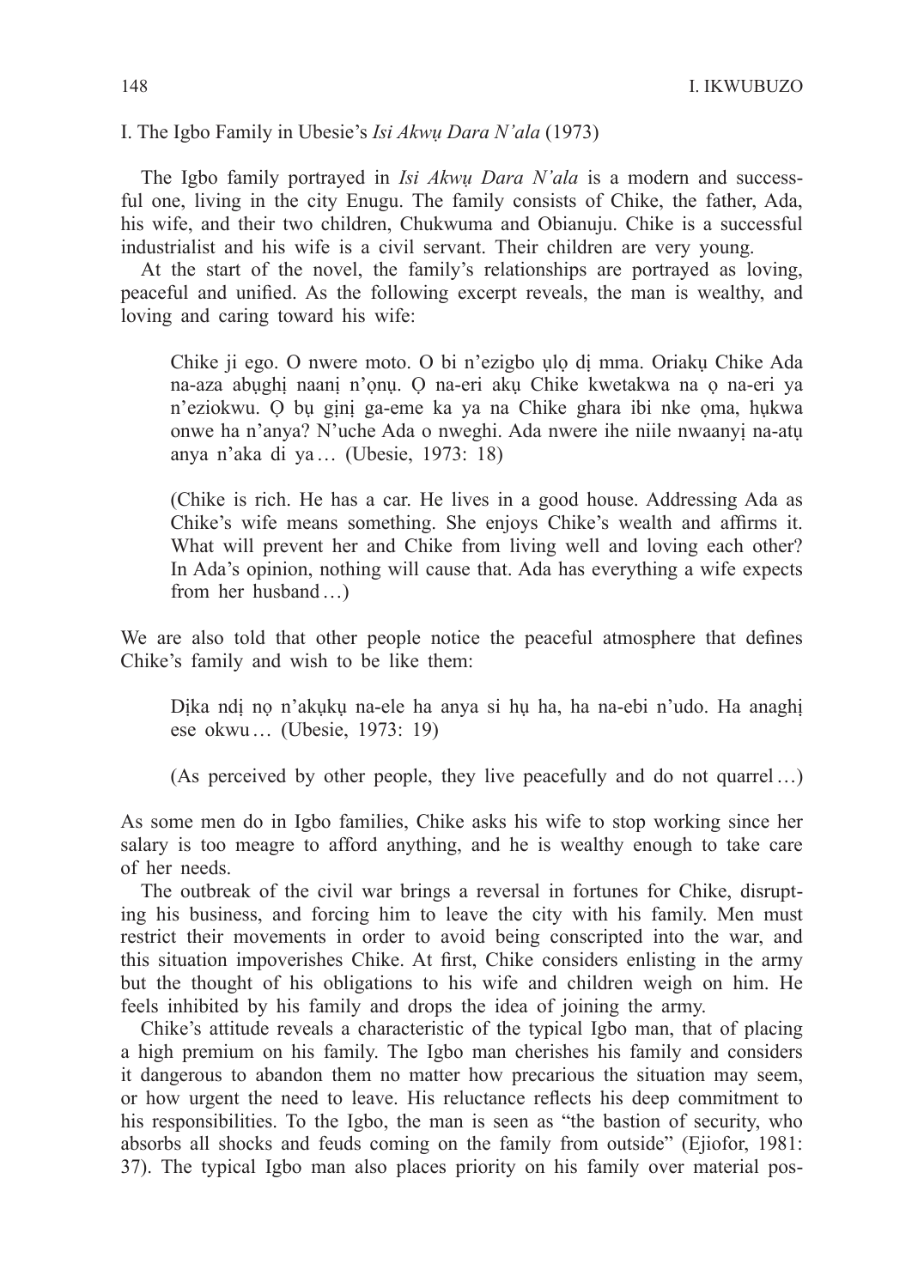I. The Igbo Family in Ubesie's *Isi Akwụ Dara N'ala* (1973)

The Igbo family portrayed in *Isi Akwụ Dara N'ala* is a modern and successful one, living in the city Enugu. The family consists of Chike, the father, Ada, his wife, and their two children, Chukwuma and Obianuju. Chike is a successful industrialist and his wife is a civil servant. Their children are very young.

At the start of the novel, the family's relationships are portrayed as loving, peaceful and unified. As the following excerpt reveals, the man is wealthy, and loving and caring toward his wife:

> Chike ji ego. O nwere moto. O bi n'ezigbo ụlọ dị mma. Oriakụ Chike Ada na-aza abụghị naanị n'ọnụ. Ọ na-eri akụ Chike kwetakwa na ọ na-eri ya n'eziokwu. Ọ bụ gịnị ga-eme ka ya na Chike ghara ibi nke ọma, hụkwa onwe ha n'anya? N'uche Ada o nweghi. Ada nwere ihe niile nwaanyị na-atụ anya n'aka di ya… (Ubesie, 1973: 18)
>
> (Chike is rich. He has a car. He lives in a good house. Addressing Ada as Chike's wife means something. She enjoys Chike's wealth and affirms it. What will prevent her and Chike from living well and loving each other? In Ada's opinion, nothing will cause that. Ada has everything a wife expects from her husband…)

We are also told that other people notice the peaceful atmosphere that defines Chike's family and wish to be like them:

> Dịka ndị nọ n'akụkụ na-ele ha anya si hụ ha, ha na-ebi n'udo. Ha anaghị ese okwu… (Ubesie, 1973: 19)
>
> (As perceived by other people, they live peacefully and do not quarrel…)

As some men do in Igbo families, Chike asks his wife to stop working since her salary is too meagre to afford anything, and he is wealthy enough to take care of her needs.

The outbreak of the civil war brings a reversal in fortunes for Chike, disrupting his business, and forcing him to leave the city with his family. Men must restrict their movements in order to avoid being conscripted into the war, and this situation impoverishes Chike. At first, Chike considers enlisting in the army but the thought of his obligations to his wife and children weigh on him. He feels inhibited by his family and drops the idea of joining the army.

Chike's attitude reveals a characteristic of the typical Igbo man, that of placing a high premium on his family. The Igbo man cherishes his family and considers it dangerous to abandon them no matter how precarious the situation may seem, or how urgent the need to leave. His reluctance reflects his deep commitment to his responsibilities. To the Igbo, the man is seen as "the bastion of security, who absorbs all shocks and feuds coming on the family from outside" (Ejiofor, 1981: 37). The typical Igbo man also places priority on his family over material pos-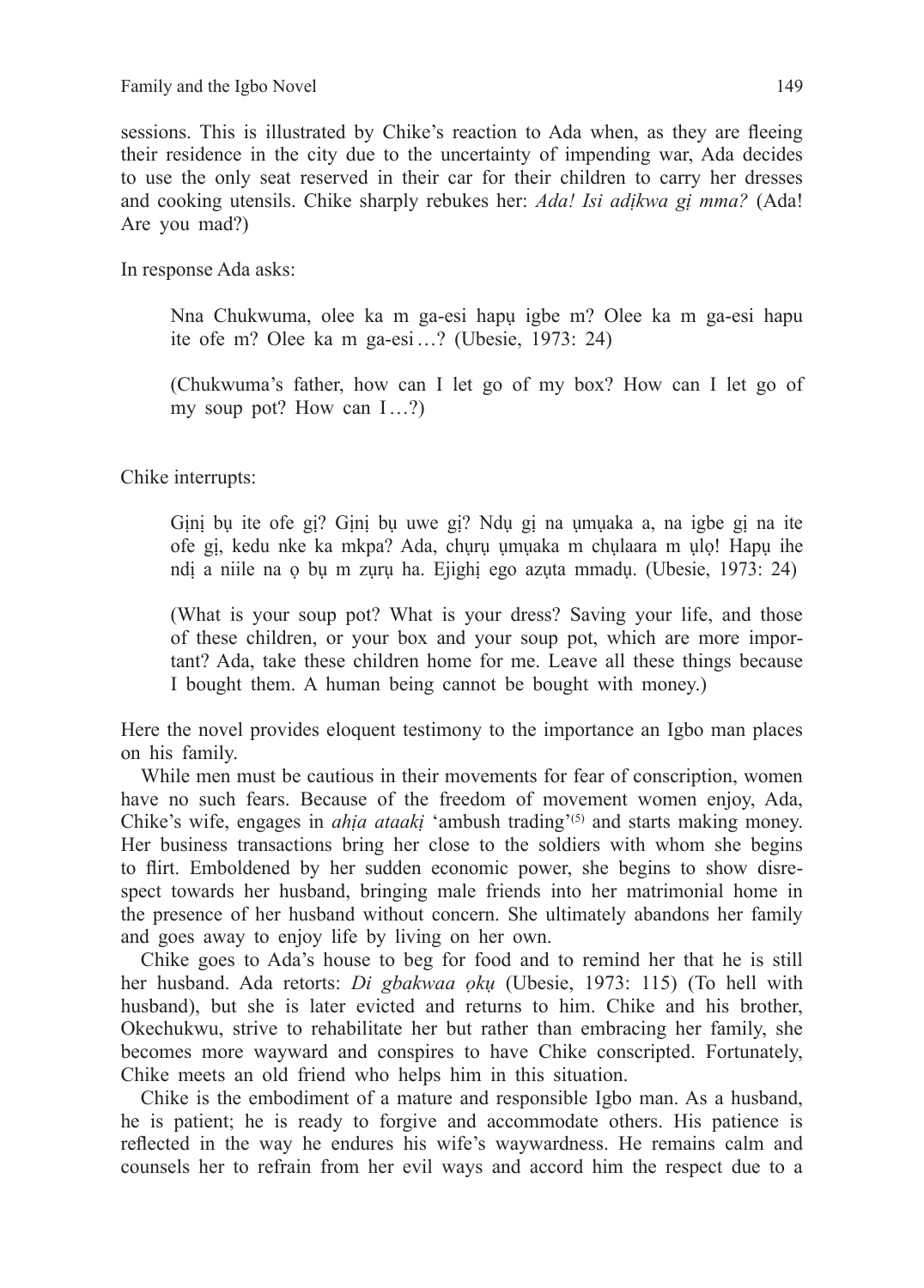sessions. This is illustrated by Chike's reaction to Ada when, as they are fleeing their residence in the city due to the uncertainty of impending war, Ada decides to use the only seat reserved in their car for their children to carry her dresses and cooking utensils. Chike sharply rebukes her: *Ada! Isi adịkwa gị mma?* (Ada! Are you mad?)

In response Ada asks:

> Nna Chukwuma, olee ka m ga-esi hapụ igbe m? Olee ka m ga-esi hapu ite ofe m? Olee ka m ga-esi …? (Ubesie, 1973: 24)
>
> (Chukwuma's father, how can I let go of my box? How can I let go of my soup pot? How can I …?)

Chike interrupts:

> Gịnị bụ ite ofe gị? Gịnị bụ uwe gị? Ndụ gị na ụmụaka a, na igbe gị na ite ofe gị, kedu nke ka mkpa? Ada, chụrụ ụmụaka m chụlaara m ụlọ! Hapụ ihe ndị a niile na ọ bụ m zụrụ ha. Ejighị ego azụta mmadụ. (Ubesie, 1973: 24)
>
> (What is your soup pot? What is your dress? Saving your life, and those of these children, or your box and your soup pot, which are more important? Ada, take these children home for me. Leave all these things because I bought them. A human being cannot be bought with money.)

Here the novel provides eloquent testimony to the importance an Igbo man places on his family.

While men must be cautious in their movements for fear of conscription, women have no such fears. Because of the freedom of movement women enjoy, Ada, Chike's wife, engages in *ahịa ataakị* 'ambush trading'[(5)] and starts making money. Her business transactions bring her close to the soldiers with whom she begins to flirt. Emboldened by her sudden economic power, she begins to show disrespect towards her husband, bringing male friends into her matrimonial home in the presence of her husband without concern. She ultimately abandons her family and goes away to enjoy life by living on her own.

Chike goes to Ada's house to beg for food and to remind her that he is still her husband. Ada retorts: *Di gbakwaa ọkụ* (Ubesie, 1973: 115) (To hell with husband), but she is later evicted and returns to him. Chike and his brother, Okechukwu, strive to rehabilitate her but rather than embracing her family, she becomes more wayward and conspires to have Chike conscripted. Fortunately, Chike meets an old friend who helps him in this situation.

Chike is the embodiment of a mature and responsible Igbo man. As a husband, he is patient; he is ready to forgive and accommodate others. His patience is reflected in the way he endures his wife's waywardness. He remains calm and counsels her to refrain from her evil ways and accord him the respect due to a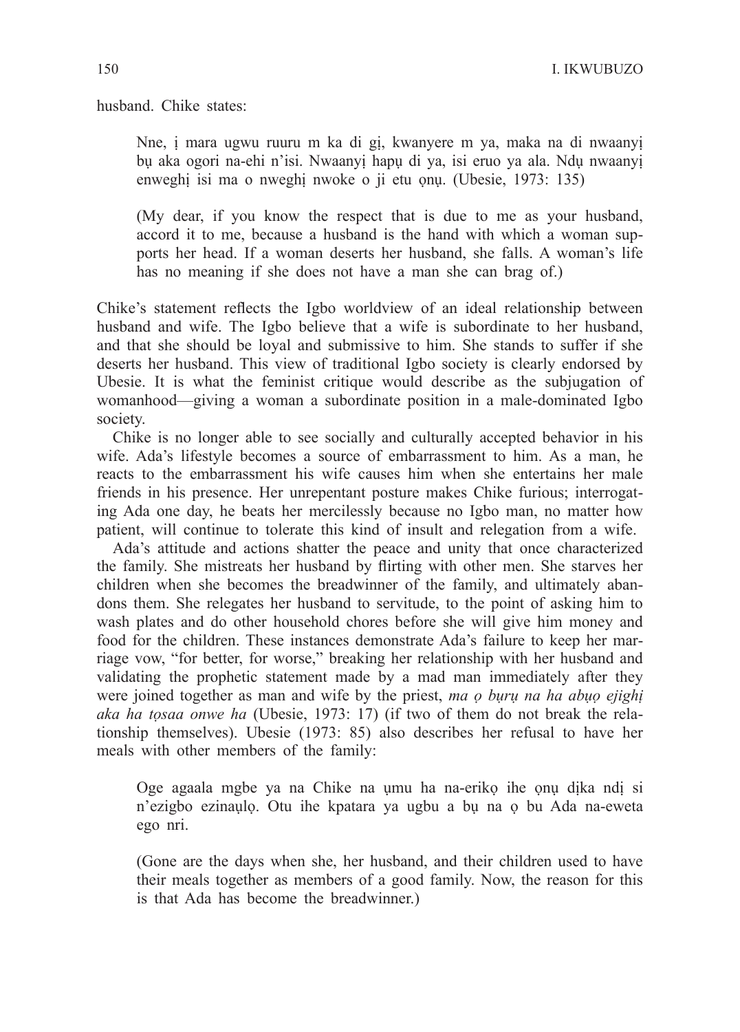husband. Chike states:

> Nne, ị mara ugwu ruuru m ka di gị, kwanyere m ya, maka na di nwaanyị bụ aka ogori na-ehi n'isi. Nwaanyị hapụ di ya, isi eruo ya ala. Ndụ nwaanyị enweghị isi ma o nweghị nwoke o ji etu ọnụ. (Ubesie, 1973: 135)
>
> (My dear, if you know the respect that is due to me as your husband, accord it to me, because a husband is the hand with which a woman supports her head. If a woman deserts her husband, she falls. A woman's life has no meaning if she does not have a man she can brag of.)

Chike's statement reflects the Igbo worldview of an ideal relationship between husband and wife. The Igbo believe that a wife is subordinate to her husband, and that she should be loyal and submissive to him. She stands to suffer if she deserts her husband. This view of traditional Igbo society is clearly endorsed by Ubesie. It is what the feminist critique would describe as the subjugation of womanhood—giving a woman a subordinate position in a male-dominated Igbo society.

Chike is no longer able to see socially and culturally accepted behavior in his wife. Ada's lifestyle becomes a source of embarrassment to him. As a man, he reacts to the embarrassment his wife causes him when she entertains her male friends in his presence. Her unrepentant posture makes Chike furious; interrogating Ada one day, he beats her mercilessly because no Igbo man, no matter how patient, will continue to tolerate this kind of insult and relegation from a wife.

Ada's attitude and actions shatter the peace and unity that once characterized the family. She mistreats her husband by flirting with other men. She starves her children when she becomes the breadwinner of the family, and ultimately abandons them. She relegates her husband to servitude, to the point of asking him to wash plates and do other household chores before she will give him money and food for the children. These instances demonstrate Ada's failure to keep her marriage vow, "for better, for worse," breaking her relationship with her husband and validating the prophetic statement made by a mad man immediately after they were joined together as man and wife by the priest, *ma ọ bụrụ na ha abụọ ejighị aka ha tọsaa onwe ha* (Ubesie, 1973: 17) (if two of them do not break the relationship themselves). Ubesie (1973: 85) also describes her refusal to have her meals with other members of the family:

> Oge agaala mgbe ya na Chike na ụmu ha na-erikọ ihe ọnụ dịka ndị si n'ezigbo ezinaụlọ. Otu ihe kpatara ya ugbu a bụ na ọ bu Ada na-eweta ego nri.
>
> (Gone are the days when she, her husband, and their children used to have their meals together as members of a good family. Now, the reason for this is that Ada has become the breadwinner.)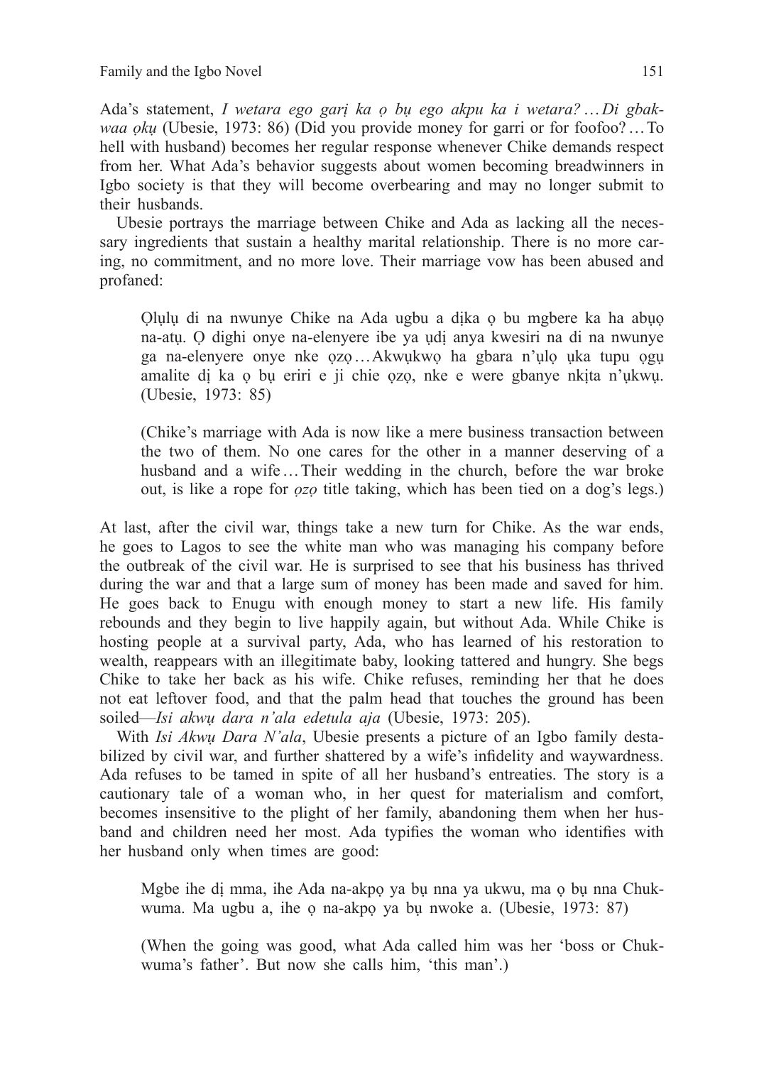Ada's statement, *I wetara ego garị ka ọ bụ ego akpu ka i wetara?…Di gbakwaa ọkụ* (Ubesie, 1973: 86) (Did you provide money for garri or for foofoo?…To hell with husband) becomes her regular response whenever Chike demands respect from her. What Ada's behavior suggests about women becoming breadwinners in Igbo society is that they will become overbearing and may no longer submit to their husbands.

Ubesie portrays the marriage between Chike and Ada as lacking all the necessary ingredients that sustain a healthy marital relationship. There is no more caring, no commitment, and no more love. Their marriage vow has been abused and profaned:

> Ọlụlụ di na nwunye Chike na Ada ugbu a dịka ọ bu mgbere ka ha abụọ na-atụ. Ọ dighi onye na-elenyere ibe ya ụdị anya kwesiri na di na nwunye ga na-elenyere onye nke ọzọ…Akwụkwọ ha gbara n'ụlọ ụka tupu ọgụ amalite dị ka ọ bụ eriri e ji chie ọzọ, nke e were gbanye nkịta n'ụkwụ. (Ubesie, 1973: 85)
>
> (Chike's marriage with Ada is now like a mere business transaction between the two of them. No one cares for the other in a manner deserving of a husband and a wife…Their wedding in the church, before the war broke out, is like a rope for *ọzọ* title taking, which has been tied on a dog's legs.)

At last, after the civil war, things take a new turn for Chike. As the war ends, he goes to Lagos to see the white man who was managing his company before the outbreak of the civil war. He is surprised to see that his business has thrived during the war and that a large sum of money has been made and saved for him. He goes back to Enugu with enough money to start a new life. His family rebounds and they begin to live happily again, but without Ada. While Chike is hosting people at a survival party, Ada, who has learned of his restoration to wealth, reappears with an illegitimate baby, looking tattered and hungry. She begs Chike to take her back as his wife. Chike refuses, reminding her that he does not eat leftover food, and that the palm head that touches the ground has been soiled—*Isi akwụ dara n'ala edetula aja* (Ubesie, 1973: 205).

With *Isi Akwụ Dara N'ala*, Ubesie presents a picture of an Igbo family destabilized by civil war, and further shattered by a wife's infidelity and waywardness. Ada refuses to be tamed in spite of all her husband's entreaties. The story is a cautionary tale of a woman who, in her quest for materialism and comfort, becomes insensitive to the plight of her family, abandoning them when her husband and children need her most. Ada typifies the woman who identifies with her husband only when times are good:

> Mgbe ihe dị mma, ihe Ada na-akpọ ya bụ nna ya ukwu, ma ọ bụ nna Chukwuma. Ma ugbu a, ihe ọ na-akpọ ya bụ nwoke a. (Ubesie, 1973: 87)
>
> (When the going was good, what Ada called him was her 'boss or Chukwuma's father'. But now she calls him, 'this man'.)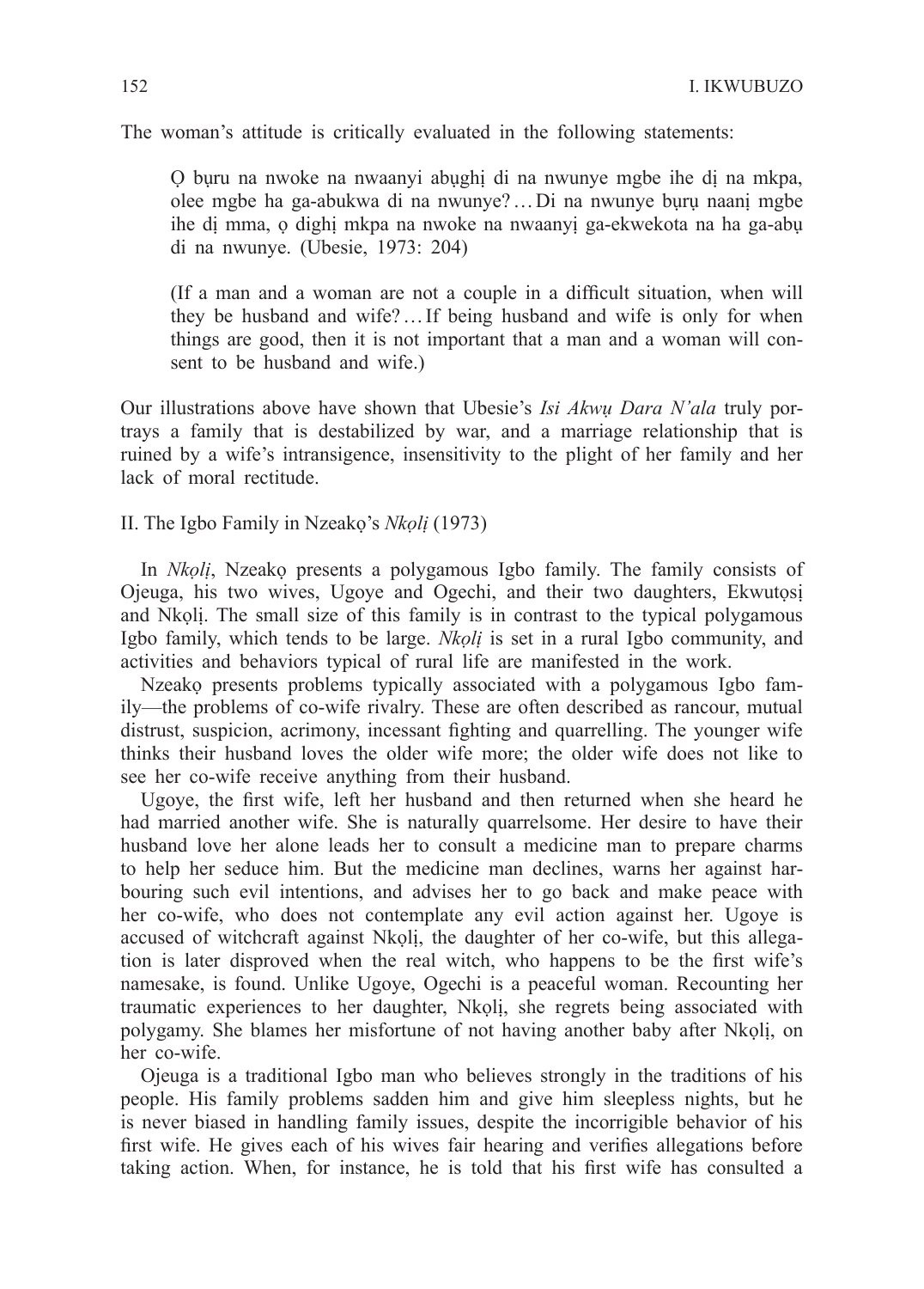The woman's attitude is critically evaluated in the following statements:

> Ọ bụru na nwoke na nwaanyi abụghị di na nwunye mgbe ihe dị na mkpa, olee mgbe ha ga-abukwa di na nwunye? … Di na nwunye bụrụ naanị mgbe ihe dị mma, ọ dighị mkpa na nwoke na nwaanyị ga-ekwekota na ha ga-abụ di na nwunye. (Ubesie, 1973: 204)
>
> (If a man and a woman are not a couple in a difficult situation, when will they be husband and wife? … If being husband and wife is only for when things are good, then it is not important that a man and a woman will consent to be husband and wife.)

Our illustrations above have shown that Ubesie's *Isi Akwụ Dara N'ala* truly portrays a family that is destabilized by war, and a marriage relationship that is ruined by a wife's intransigence, insensitivity to the plight of her family and her lack of moral rectitude.

II. The Igbo Family in Nzeakọ's *Nkọlị* (1973)

In *Nkọlị*, Nzeakọ presents a polygamous Igbo family. The family consists of Ojeuga, his two wives, Ugoye and Ogechi, and their two daughters, Ekwutọsị and Nkọlị. The small size of this family is in contrast to the typical polygamous Igbo family, which tends to be large. *Nkọlị* is set in a rural Igbo community, and activities and behaviors typical of rural life are manifested in the work.

Nzeakọ presents problems typically associated with a polygamous Igbo family—the problems of co-wife rivalry. These are often described as rancour, mutual distrust, suspicion, acrimony, incessant fighting and quarrelling. The younger wife thinks their husband loves the older wife more; the older wife does not like to see her co-wife receive anything from their husband.

Ugoye, the first wife, left her husband and then returned when she heard he had married another wife. She is naturally quarrelsome. Her desire to have their husband love her alone leads her to consult a medicine man to prepare charms to help her seduce him. But the medicine man declines, warns her against harbouring such evil intentions, and advises her to go back and make peace with her co-wife, who does not contemplate any evil action against her. Ugoye is accused of witchcraft against Nkọlị, the daughter of her co-wife, but this allegation is later disproved when the real witch, who happens to be the first wife's namesake, is found. Unlike Ugoye, Ogechi is a peaceful woman. Recounting her traumatic experiences to her daughter, Nkọlị, she regrets being associated with polygamy. She blames her misfortune of not having another baby after Nkọlị, on her co-wife.

Ojeuga is a traditional Igbo man who believes strongly in the traditions of his people. His family problems sadden him and give him sleepless nights, but he is never biased in handling family issues, despite the incorrigible behavior of his first wife. He gives each of his wives fair hearing and verifies allegations before taking action. When, for instance, he is told that his first wife has consulted a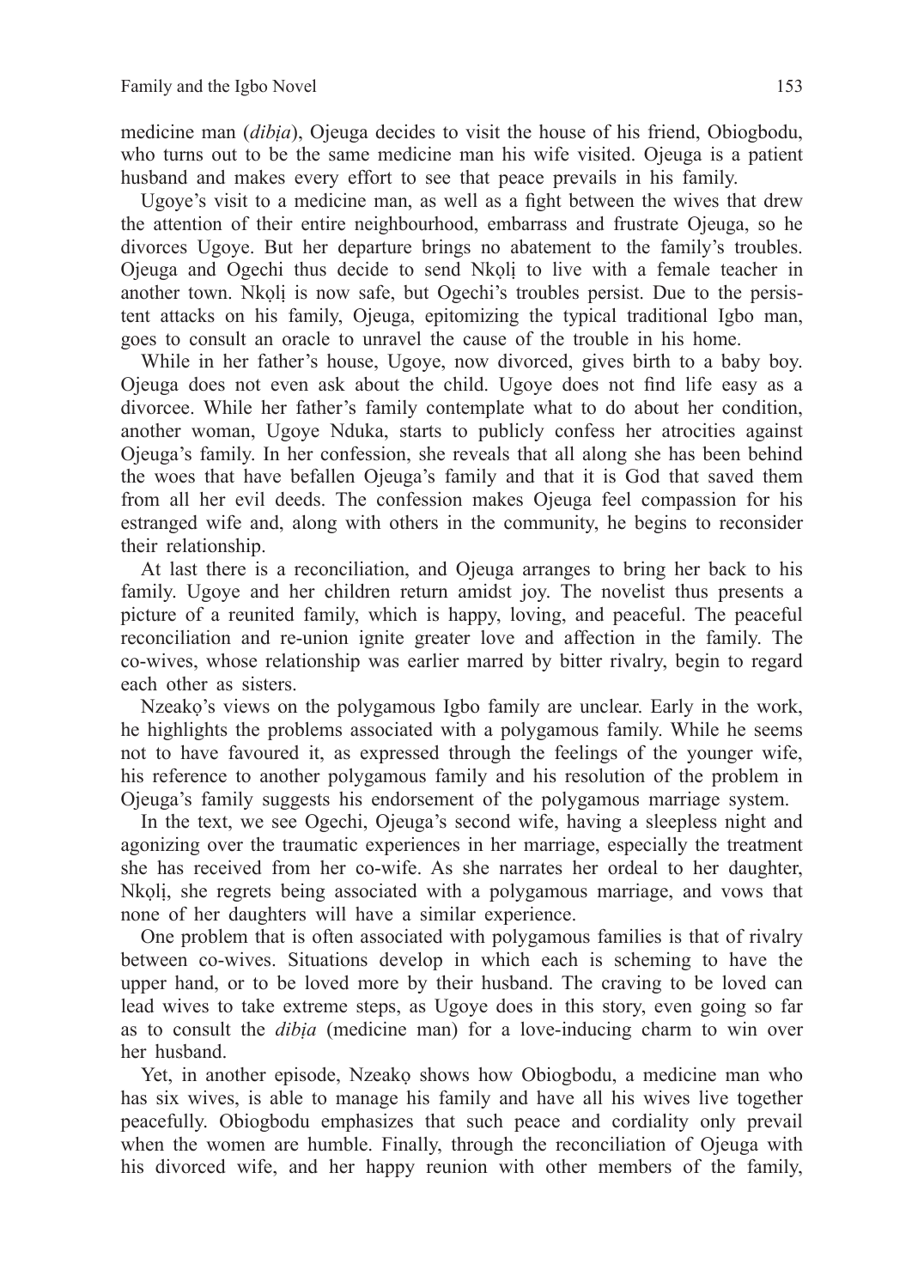medicine man (*dibịa*), Ojeuga decides to visit the house of his friend, Obiogbodu, who turns out to be the same medicine man his wife visited. Ojeuga is a patient husband and makes every effort to see that peace prevails in his family.

Ugoye's visit to a medicine man, as well as a fight between the wives that drew the attention of their entire neighbourhood, embarrass and frustrate Ojeuga, so he divorces Ugoye. But her departure brings no abatement to the family's troubles. Ojeuga and Ogechi thus decide to send Nkọlị to live with a female teacher in another town. Nkọlị is now safe, but Ogechi's troubles persist. Due to the persistent attacks on his family, Ojeuga, epitomizing the typical traditional Igbo man, goes to consult an oracle to unravel the cause of the trouble in his home.

While in her father's house, Ugoye, now divorced, gives birth to a baby boy. Ojeuga does not even ask about the child. Ugoye does not find life easy as a divorcee. While her father's family contemplate what to do about her condition, another woman, Ugoye Nduka, starts to publicly confess her atrocities against Ojeuga's family. In her confession, she reveals that all along she has been behind the woes that have befallen Ojeuga's family and that it is God that saved them from all her evil deeds. The confession makes Ojeuga feel compassion for his estranged wife and, along with others in the community, he begins to reconsider their relationship.

At last there is a reconciliation, and Ojeuga arranges to bring her back to his family. Ugoye and her children return amidst joy. The novelist thus presents a picture of a reunited family, which is happy, loving, and peaceful. The peaceful reconciliation and re-union ignite greater love and affection in the family. The co-wives, whose relationship was earlier marred by bitter rivalry, begin to regard each other as sisters.

Nzeakọ's views on the polygamous Igbo family are unclear. Early in the work, he highlights the problems associated with a polygamous family. While he seems not to have favoured it, as expressed through the feelings of the younger wife, his reference to another polygamous family and his resolution of the problem in Ojeuga's family suggests his endorsement of the polygamous marriage system.

In the text, we see Ogechi, Ojeuga's second wife, having a sleepless night and agonizing over the traumatic experiences in her marriage, especially the treatment she has received from her co-wife. As she narrates her ordeal to her daughter, Nkọlị, she regrets being associated with a polygamous marriage, and vows that none of her daughters will have a similar experience.

One problem that is often associated with polygamous families is that of rivalry between co-wives. Situations develop in which each is scheming to have the upper hand, or to be loved more by their husband. The craving to be loved can lead wives to take extreme steps, as Ugoye does in this story, even going so far as to consult the *dibịa* (medicine man) for a love-inducing charm to win over her husband.

Yet, in another episode, Nzeakọ shows how Obiogbodu, a medicine man who has six wives, is able to manage his family and have all his wives live together peacefully. Obiogbodu emphasizes that such peace and cordiality only prevail when the women are humble. Finally, through the reconciliation of Ojeuga with his divorced wife, and her happy reunion with other members of the family,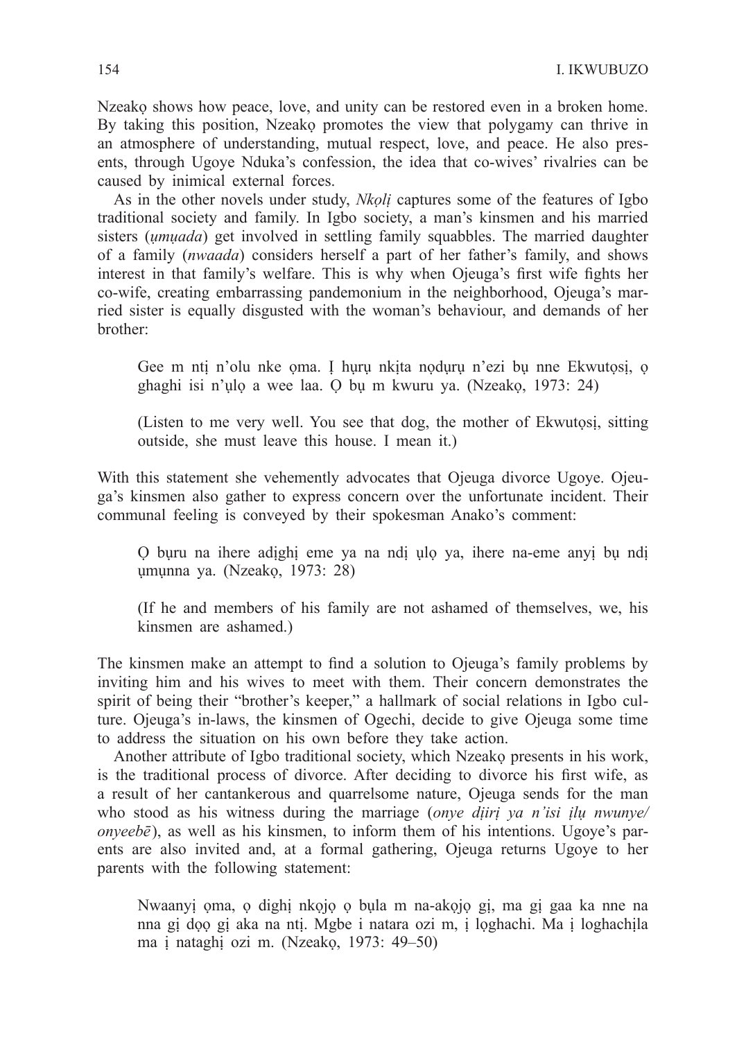Nzeakọ shows how peace, love, and unity can be restored even in a broken home. By taking this position, Nzeakọ promotes the view that polygamy can thrive in an atmosphere of understanding, mutual respect, love, and peace. He also presents, through Ugoye Nduka's confession, the idea that co-wives' rivalries can be caused by inimical external forces.

As in the other novels under study, *Nkọlị* captures some of the features of Igbo traditional society and family. In Igbo society, a man's kinsmen and his married sisters (*ụmụada*) get involved in settling family squabbles. The married daughter of a family (*nwaada*) considers herself a part of her father's family, and shows interest in that family's welfare. This is why when Ojeuga's first wife fights her co-wife, creating embarrassing pandemonium in the neighborhood, Ojeuga's married sister is equally disgusted with the woman's behaviour, and demands of her brother:

> Gee m ntị n'olu nke ọma. Ị hụrụ nkịta nọdụrụ n'ezi bụ nne Ekwutọsị, ọ ghaghi isi n'ụlọ a wee laa. Ọ bụ m kwuru ya. (Nzeakọ, 1973: 24)
>
> (Listen to me very well. You see that dog, the mother of Ekwutọsị, sitting outside, she must leave this house. I mean it.)

With this statement she vehemently advocates that Ojeuga divorce Ugoye. Ojeuga's kinsmen also gather to express concern over the unfortunate incident. Their communal feeling is conveyed by their spokesman Anako's comment:

> Ọ bụru na ihere adịghị eme ya na ndị ụlọ ya, ihere na-eme anyị bụ ndị ụmụnna ya. (Nzeakọ, 1973: 28)
>
> (If he and members of his family are not ashamed of themselves, we, his kinsmen are ashamed.)

The kinsmen make an attempt to find a solution to Ojeuga's family problems by inviting him and his wives to meet with them. Their concern demonstrates the spirit of being their "brother's keeper," a hallmark of social relations in Igbo culture. Ojeuga's in-laws, the kinsmen of Ogechi, decide to give Ojeuga some time to address the situation on his own before they take action.

Another attribute of Igbo traditional society, which Nzeakọ presents in his work, is the traditional process of divorce. After deciding to divorce his first wife, as a result of her cantankerous and quarrelsome nature, Ojeuga sends for the man who stood as his witness during the marriage (*onye dịirị ya n'isi ịlụ nwunye/ onyeebē*), as well as his kinsmen, to inform them of his intentions. Ugoye's parents are also invited and, at a formal gathering, Ojeuga returns Ugoye to her parents with the following statement:

> Nwaanyị ọma, ọ dighị nkọjọ ọ bụla m na-akọjọ gị, ma gị gaa ka nne na nna gị dọọ gị aka na ntị. Mgbe i natara ozi m, ị lọghachi. Ma ị loghachịla ma ị nataghị ozi m. (Nzeakọ, 1973: 49–50)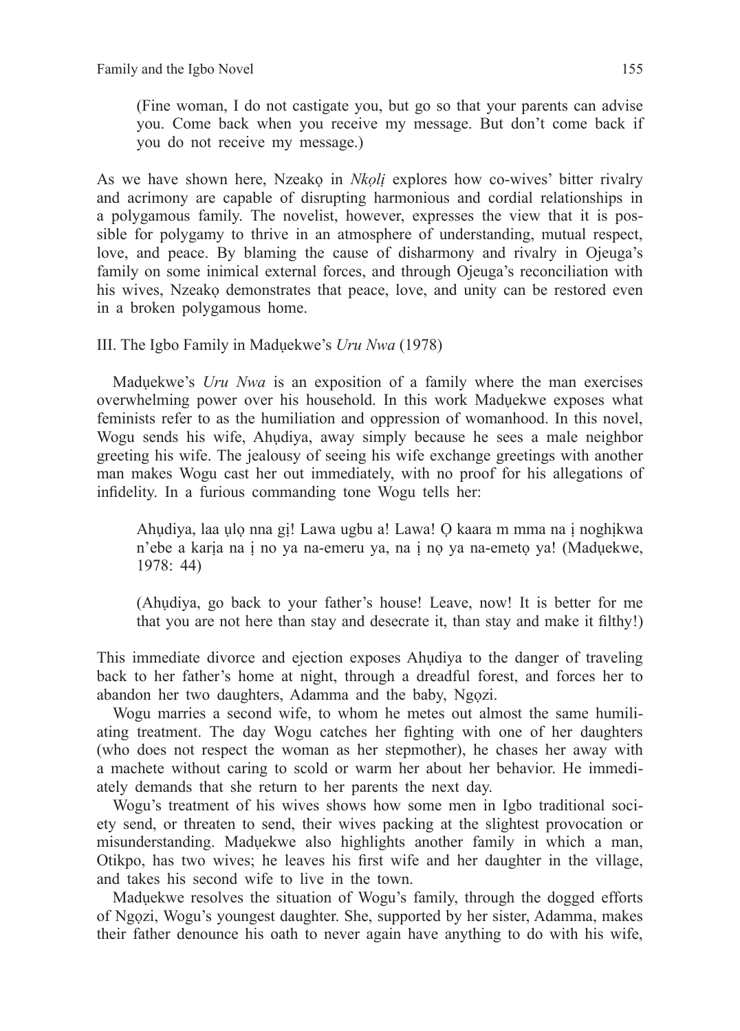(Fine woman, I do not castigate you, but go so that your parents can advise you. Come back when you receive my message. But don't come back if you do not receive my message.)

As we have shown here, Nzeakọ in *Nkọlị* explores how co-wives' bitter rivalry and acrimony are capable of disrupting harmonious and cordial relationships in a polygamous family. The novelist, however, expresses the view that it is possible for polygamy to thrive in an atmosphere of understanding, mutual respect, love, and peace. By blaming the cause of disharmony and rivalry in Ojeuga's family on some inimical external forces, and through Ojeuga's reconciliation with his wives, Nzeakọ demonstrates that peace, love, and unity can be restored even in a broken polygamous home.

III. The Igbo Family in Madụekwe's *Uru Nwa* (1978)

Madụekwe's *Uru Nwa* is an exposition of a family where the man exercises overwhelming power over his household. In this work Madụekwe exposes what feminists refer to as the humiliation and oppression of womanhood. In this novel, Wogu sends his wife, Ahụdiya, away simply because he sees a male neighbor greeting his wife. The jealousy of seeing his wife exchange greetings with another man makes Wogu cast her out immediately, with no proof for his allegations of infidelity. In a furious commanding tone Wogu tells her:

> Ahụdiya, laa ụlọ nna gị! Lawa ugbu a! Lawa! Ọ kaara m mma na ị noghịkwa n'ebe a karịa na ị no ya na-emeru ya, na ị nọ ya na-emetọ ya! (Madụekwe, 1978: 44)
>
> (Ahụdiya, go back to your father's house! Leave, now! It is better for me that you are not here than stay and desecrate it, than stay and make it filthy!)

This immediate divorce and ejection exposes Ahụdiya to the danger of traveling back to her father's home at night, through a dreadful forest, and forces her to abandon her two daughters, Adamma and the baby, Ngọzi.

Wogu marries a second wife, to whom he metes out almost the same humiliating treatment. The day Wogu catches her fighting with one of her daughters (who does not respect the woman as her stepmother), he chases her away with a machete without caring to scold or warm her about her behavior. He immediately demands that she return to her parents the next day.

Wogu's treatment of his wives shows how some men in Igbo traditional society send, or threaten to send, their wives packing at the slightest provocation or misunderstanding. Madụekwe also highlights another family in which a man, Otikpo, has two wives; he leaves his first wife and her daughter in the village, and takes his second wife to live in the town.

Madụekwe resolves the situation of Wogu's family, through the dogged efforts of Ngọzi, Wogu's youngest daughter. She, supported by her sister, Adamma, makes their father denounce his oath to never again have anything to do with his wife,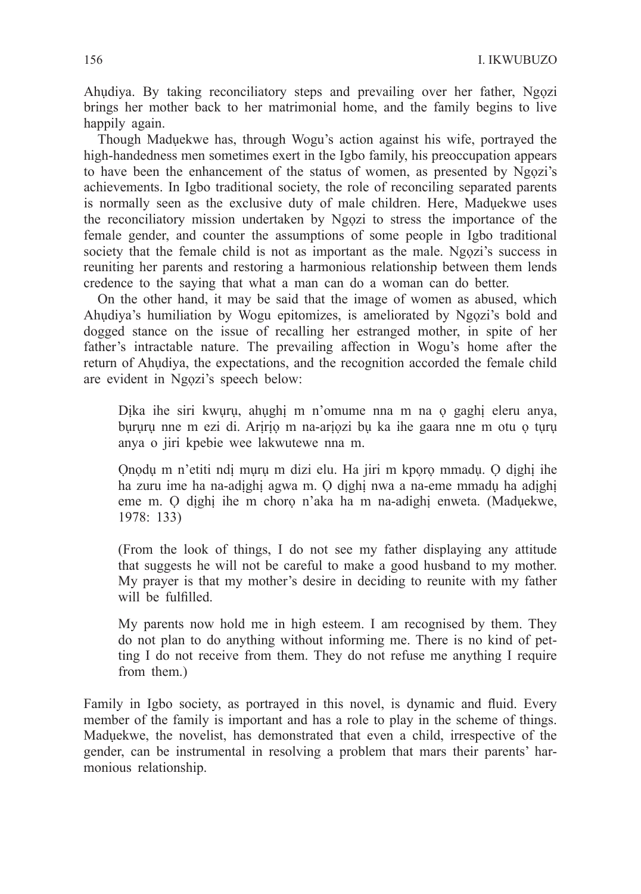Ahụdiya. By taking reconciliatory steps and prevailing over her father, Ngọzi brings her mother back to her matrimonial home, and the family begins to live happily again.

Though Madụekwe has, through Wogu's action against his wife, portrayed the high-handedness men sometimes exert in the Igbo family, his preoccupation appears to have been the enhancement of the status of women, as presented by Ngọzi's achievements. In Igbo traditional society, the role of reconciling separated parents is normally seen as the exclusive duty of male children. Here, Madụekwe uses the reconciliatory mission undertaken by Ngọzi to stress the importance of the female gender, and counter the assumptions of some people in Igbo traditional society that the female child is not as important as the male. Ngọzi's success in reuniting her parents and restoring a harmonious relationship between them lends credence to the saying that what a man can do a woman can do better.

On the other hand, it may be said that the image of women as abused, which Ahụdiya's humiliation by Wogu epitomizes, is ameliorated by Ngọzi's bold and dogged stance on the issue of recalling her estranged mother, in spite of her father's intractable nature. The prevailing affection in Wogu's home after the return of Ahụdiya, the expectations, and the recognition accorded the female child are evident in Ngọzi's speech below:

> Dịka ihe siri kwụrụ, ahụghị m n'omume nna m na ọ gaghị eleru anya, bụrụrụ nne m ezi di. Arịrịọ m na-arịọzi bụ ka ihe gaara nne m otu ọ tụrụ anya o jiri kpebie wee lakwutewe nna m.
>
> Ọnọdụ m n'etiti ndị mụrụ m dizi elu. Ha jiri m kpọrọ mmadụ. Ọ dịghị ihe ha zuru ime ha na-adịghị agwa m. Ọ dịghị nwa a na-eme mmadụ ha adịghị eme m. Ọ dịghị ihe m chorọ n'aka ha m na-adịghị enweta. (Madụekwe, 1978: 133)
>
> (From the look of things, I do not see my father displaying any attitude that suggests he will not be careful to make a good husband to my mother. My prayer is that my mother's desire in deciding to reunite with my father will be fulfilled.
>
> My parents now hold me in high esteem. I am recognised by them. They do not plan to do anything without informing me. There is no kind of petting I do not receive from them. They do not refuse me anything I require from them.)

Family in Igbo society, as portrayed in this novel, is dynamic and fluid. Every member of the family is important and has a role to play in the scheme of things. Madụekwe, the novelist, has demonstrated that even a child, irrespective of the gender, can be instrumental in resolving a problem that mars their parents' harmonious relationship.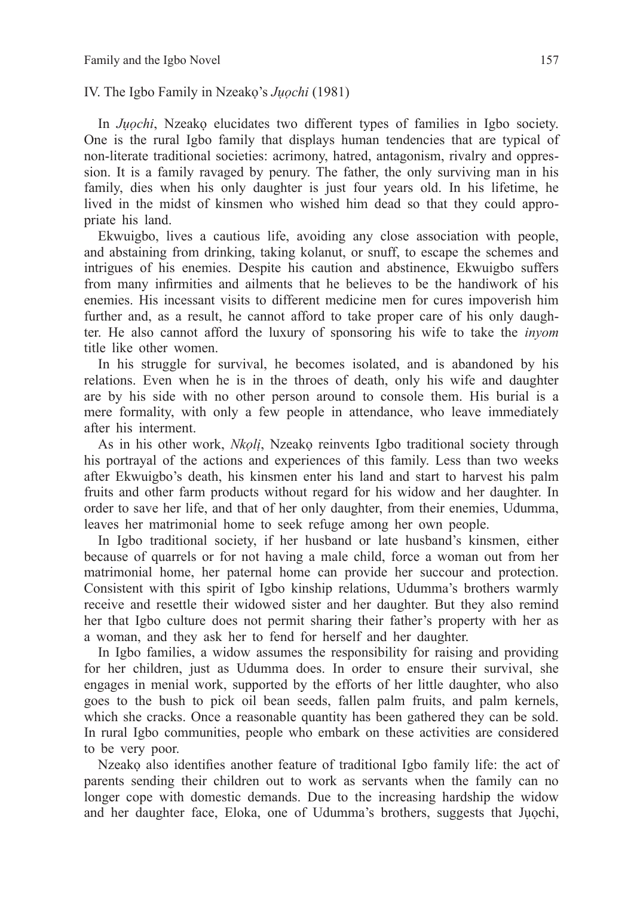## IV. The Igbo Family in Nzeakọ's *Jụọchi* (1981)

In *Jụọchi*, Nzeakọ elucidates two different types of families in Igbo society. One is the rural Igbo family that displays human tendencies that are typical of non-literate traditional societies: acrimony, hatred, antagonism, rivalry and oppression. It is a family ravaged by penury. The father, the only surviving man in his family, dies when his only daughter is just four years old. In his lifetime, he lived in the midst of kinsmen who wished him dead so that they could appropriate his land.

Ekwuigbo, lives a cautious life, avoiding any close association with people, and abstaining from drinking, taking kolanut, or snuff, to escape the schemes and intrigues of his enemies. Despite his caution and abstinence, Ekwuigbo suffers from many infirmities and ailments that he believes to be the handiwork of his enemies. His incessant visits to different medicine men for cures impoverish him further and, as a result, he cannot afford to take proper care of his only daughter. He also cannot afford the luxury of sponsoring his wife to take the *inyom* title like other women.

In his struggle for survival, he becomes isolated, and is abandoned by his relations. Even when he is in the throes of death, only his wife and daughter are by his side with no other person around to console them. His burial is a mere formality, with only a few people in attendance, who leave immediately after his interment.

As in his other work, *Nkọlị*, Nzeakọ reinvents Igbo traditional society through his portrayal of the actions and experiences of this family. Less than two weeks after Ekwuigbo's death, his kinsmen enter his land and start to harvest his palm fruits and other farm products without regard for his widow and her daughter. In order to save her life, and that of her only daughter, from their enemies, Udumma, leaves her matrimonial home to seek refuge among her own people.

In Igbo traditional society, if her husband or late husband's kinsmen, either because of quarrels or for not having a male child, force a woman out from her matrimonial home, her paternal home can provide her succour and protection. Consistent with this spirit of Igbo kinship relations, Udumma's brothers warmly receive and resettle their widowed sister and her daughter. But they also remind her that Igbo culture does not permit sharing their father's property with her as a woman, and they ask her to fend for herself and her daughter.

In Igbo families, a widow assumes the responsibility for raising and providing for her children, just as Udumma does. In order to ensure their survival, she engages in menial work, supported by the efforts of her little daughter, who also goes to the bush to pick oil bean seeds, fallen palm fruits, and palm kernels, which she cracks. Once a reasonable quantity has been gathered they can be sold. In rural Igbo communities, people who embark on these activities are considered to be very poor.

Nzeakọ also identifies another feature of traditional Igbo family life: the act of parents sending their children out to work as servants when the family can no longer cope with domestic demands. Due to the increasing hardship the widow and her daughter face, Eloka, one of Udumma's brothers, suggests that Jụọchi,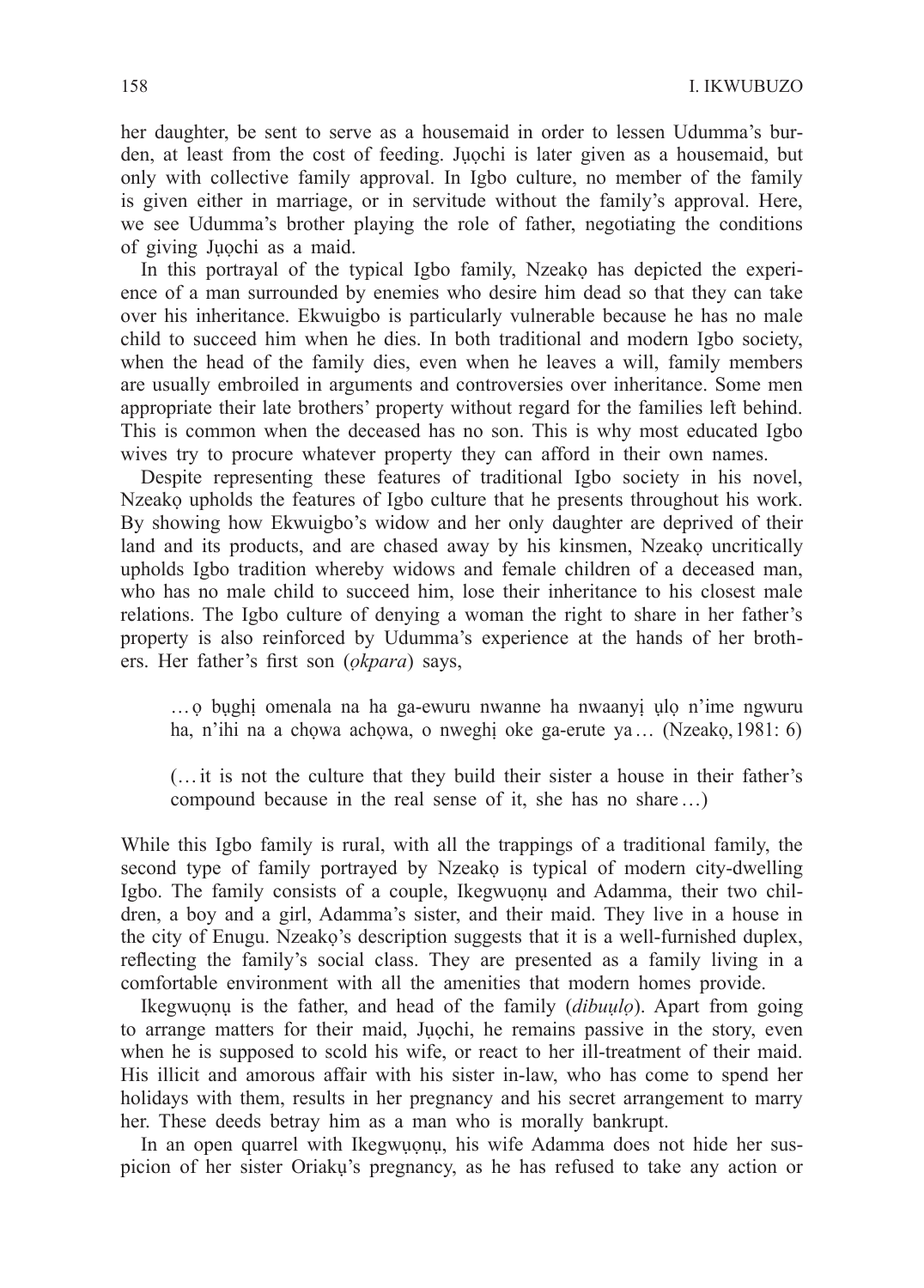her daughter, be sent to serve as a housemaid in order to lessen Udumma's burden, at least from the cost of feeding. Jụọchi is later given as a housemaid, but only with collective family approval. In Igbo culture, no member of the family is given either in marriage, or in servitude without the family's approval. Here, we see Udumma's brother playing the role of father, negotiating the conditions of giving Jụọchi as a maid.

In this portrayal of the typical Igbo family, Nzeakọ has depicted the experience of a man surrounded by enemies who desire him dead so that they can take over his inheritance. Ekwuigbo is particularly vulnerable because he has no male child to succeed him when he dies. In both traditional and modern Igbo society, when the head of the family dies, even when he leaves a will, family members are usually embroiled in arguments and controversies over inheritance. Some men appropriate their late brothers' property without regard for the families left behind. This is common when the deceased has no son. This is why most educated Igbo wives try to procure whatever property they can afford in their own names.

Despite representing these features of traditional Igbo society in his novel, Nzeakọ upholds the features of Igbo culture that he presents throughout his work. By showing how Ekwuigbo's widow and her only daughter are deprived of their land and its products, and are chased away by his kinsmen, Nzeakọ uncritically upholds Igbo tradition whereby widows and female children of a deceased man, who has no male child to succeed him, lose their inheritance to his closest male relations. The Igbo culture of denying a woman the right to share in her father's property is also reinforced by Udumma's experience at the hands of her brothers. Her father's first son (*ọkpara*) says,

> … ọ bụghị omenala na ha ga-ewuru nwanne ha nwaanyị ụlọ n'ime ngwuru ha, n'ihi na a chọwa achọwa, o nweghị oke ga-erute ya … (Nzeakọ, 1981: 6)
>
> (… it is not the culture that they build their sister a house in their father's compound because in the real sense of it, she has no share …)

While this Igbo family is rural, with all the trappings of a traditional family, the second type of family portrayed by Nzeakọ is typical of modern city-dwelling Igbo. The family consists of a couple, Ikegwuọnụ and Adamma, their two children, a boy and a girl, Adamma's sister, and their maid. They live in a house in the city of Enugu. Nzeakọ's description suggests that it is a well-furnished duplex, reflecting the family's social class. They are presented as a family living in a comfortable environment with all the amenities that modern homes provide.

Ikegwuọnụ is the father, and head of the family (*dibuụlọ*). Apart from going to arrange matters for their maid, Jụọchi, he remains passive in the story, even when he is supposed to scold his wife, or react to her ill-treatment of their maid. His illicit and amorous affair with his sister in-law, who has come to spend her holidays with them, results in her pregnancy and his secret arrangement to marry her. These deeds betray him as a man who is morally bankrupt.

In an open quarrel with Ikegwụọnụ, his wife Adamma does not hide her suspicion of her sister Oriakụ's pregnancy, as he has refused to take any action or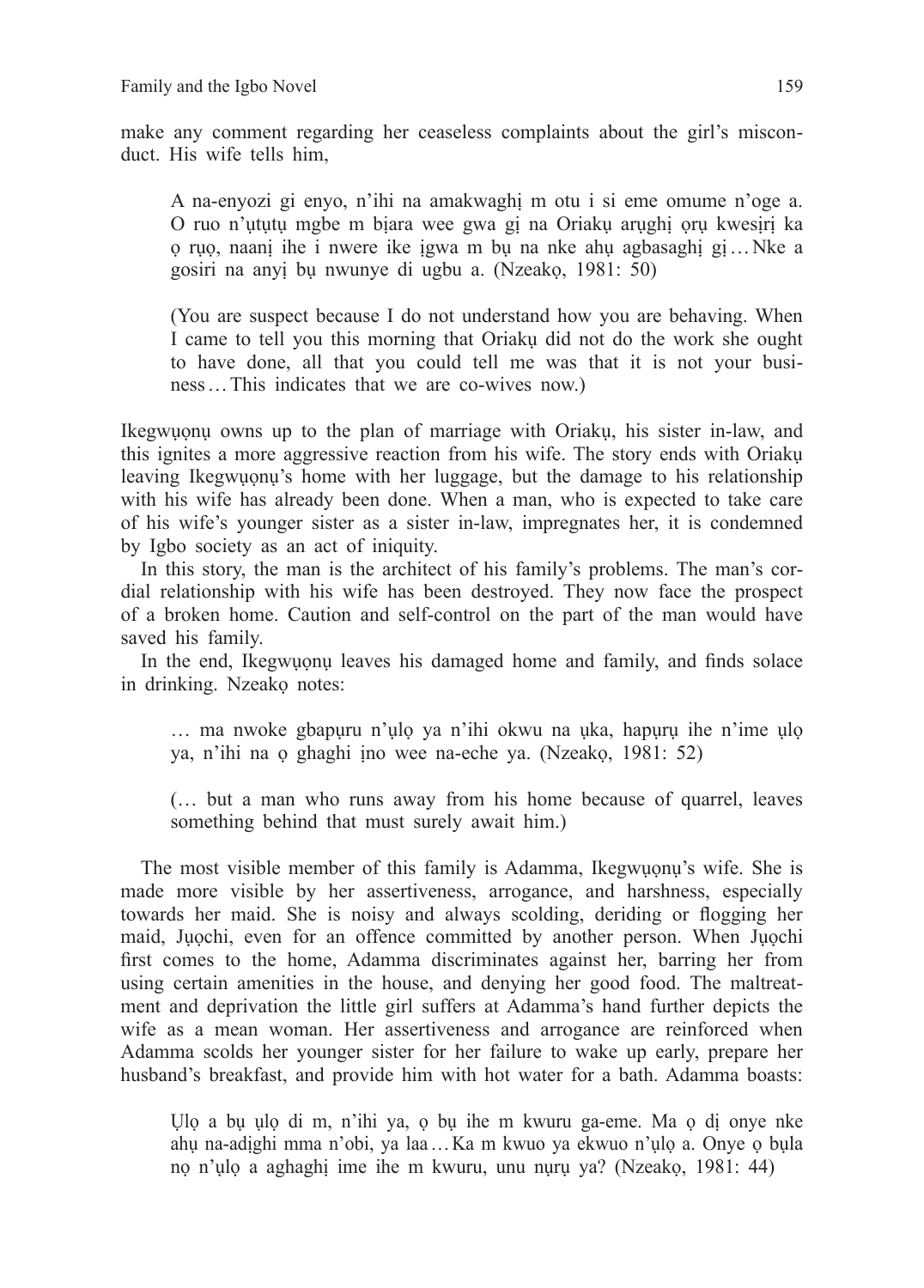make any comment regarding her ceaseless complaints about the girl's misconduct. His wife tells him,

> A na-enyozi gi enyo, n'ihi na amakwaghị m otu i si eme omume n'oge a. O ruo n'ụtụtụ mgbe m bịara wee gwa gị na Oriakụ arụghị ọrụ kwesịrị ka ọ rụọ, naanị ihe i nwere ike ịgwa m bụ na nke ahụ agbasaghị gị … Nke a gosiri na anyị bụ nwunye di ugbu a. (Nzeakọ, 1981: 50)

> (You are suspect because I do not understand how you are behaving. When I came to tell you this morning that Oriakụ did not do the work she ought to have done, all that you could tell me was that it is not your business … This indicates that we are co-wives now.)

Ikegwụọnụ owns up to the plan of marriage with Oriakụ, his sister in-law, and this ignites a more aggressive reaction from his wife. The story ends with Oriakụ leaving Ikegwụọnụ's home with her luggage, but the damage to his relationship with his wife has already been done. When a man, who is expected to take care of his wife's younger sister as a sister in-law, impregnates her, it is condemned by Igbo society as an act of iniquity.

In this story, the man is the architect of his family's problems. The man's cordial relationship with his wife has been destroyed. They now face the prospect of a broken home. Caution and self-control on the part of the man would have saved his family.

In the end, Ikegwụọnụ leaves his damaged home and family, and finds solace in drinking. Nzeakọ notes:

> … ma nwoke gbapụru n'ụlọ ya n'ihi okwu na ụka, hapụrụ ihe n'ime ụlọ ya, n'ihi na ọ ghaghi ịno wee na-eche ya. (Nzeakọ, 1981: 52)

> (… but a man who runs away from his home because of quarrel, leaves something behind that must surely await him.)

The most visible member of this family is Adamma, Ikegwụọnụ's wife. She is made more visible by her assertiveness, arrogance, and harshness, especially towards her maid. She is noisy and always scolding, deriding or flogging her maid, Jụọchi, even for an offence committed by another person. When Jụọchi first comes to the home, Adamma discriminates against her, barring her from using certain amenities in the house, and denying her good food. The maltreatment and deprivation the little girl suffers at Adamma's hand further depicts the wife as a mean woman. Her assertiveness and arrogance are reinforced when Adamma scolds her younger sister for her failure to wake up early, prepare her husband's breakfast, and provide him with hot water for a bath. Adamma boasts:

> Ụlọ a bụ ụlọ di m, n'ihi ya, ọ bụ ihe m kwuru ga-eme. Ma ọ dị onye nke ahụ na-adịghi mma n'obi, ya laa … Ka m kwuo ya ekwuo n'ụlọ a. Onye ọ bụla nọ n'ụlọ a aghaghị ime ihe m kwuru, unu nụrụ ya? (Nzeakọ, 1981: 44)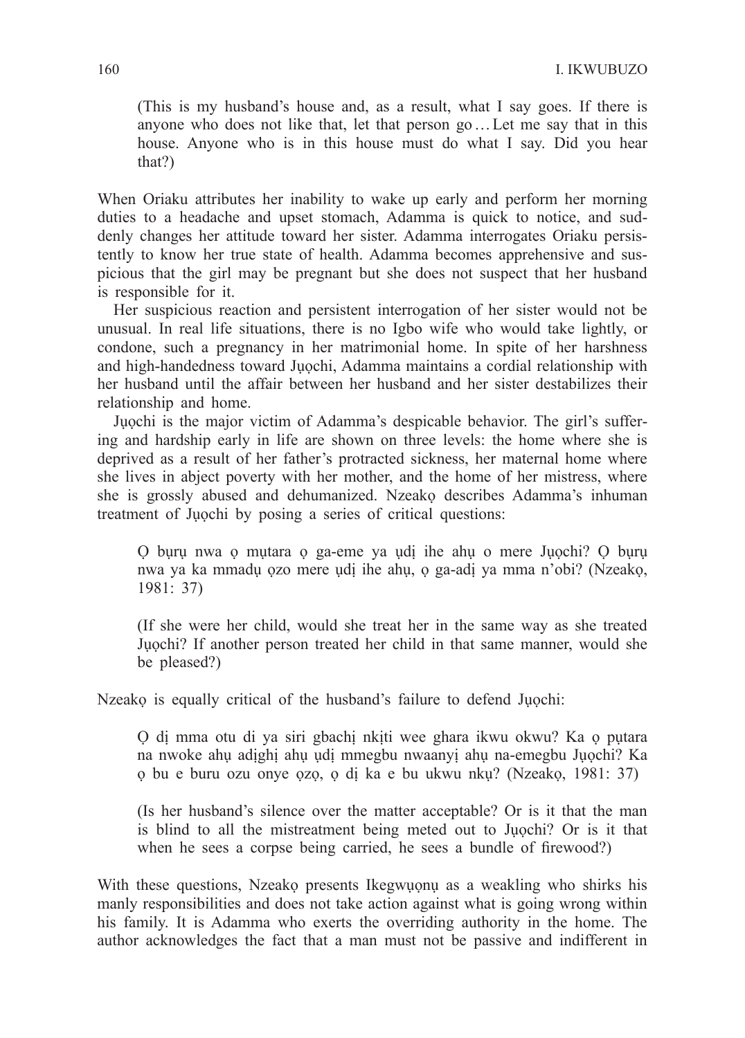(This is my husband's house and, as a result, what I say goes. If there is anyone who does not like that, let that person go … Let me say that in this house. Anyone who is in this house must do what I say. Did you hear that?)

When Oriaku attributes her inability to wake up early and perform her morning duties to a headache and upset stomach, Adamma is quick to notice, and suddenly changes her attitude toward her sister. Adamma interrogates Oriaku persistently to know her true state of health. Adamma becomes apprehensive and suspicious that the girl may be pregnant but she does not suspect that her husband is responsible for it.

Her suspicious reaction and persistent interrogation of her sister would not be unusual. In real life situations, there is no Igbo wife who would take lightly, or condone, such a pregnancy in her matrimonial home. In spite of her harshness and high-handedness toward Jụọchi, Adamma maintains a cordial relationship with her husband until the affair between her husband and her sister destabilizes their relationship and home.

Jụọchi is the major victim of Adamma's despicable behavior. The girl's suffering and hardship early in life are shown on three levels: the home where she is deprived as a result of her father's protracted sickness, her maternal home where she lives in abject poverty with her mother, and the home of her mistress, where she is grossly abused and dehumanized. Nzeakọ describes Adamma's inhuman treatment of Jụọchi by posing a series of critical questions:

> Ọ bụrụ nwa ọ mụtara ọ ga-eme ya ụdị ihe ahụ o mere Jụọchi? Ọ bụrụ nwa ya ka mmadụ ọzo mere ụdị ihe ahụ, ọ ga-adị ya mma n'obi? (Nzeakọ, 1981: 37)
>
> (If she were her child, would she treat her in the same way as she treated Jụọchi? If another person treated her child in that same manner, would she be pleased?)

Nzeakọ is equally critical of the husband's failure to defend Jụọchi:

> Ọ dị mma otu di ya siri gbachị nkịti wee ghara ikwu okwu? Ka ọ pụtara na nwoke ahụ adịghị ahụ ụdị mmegbu nwaanyị ahụ na-emegbu Jụọchi? Ka ọ bu e buru ozu onye ọzọ, ọ dị ka e bu ukwu nkụ? (Nzeakọ, 1981: 37)
>
> (Is her husband's silence over the matter acceptable? Or is it that the man is blind to all the mistreatment being meted out to Jụọchi? Or is it that when he sees a corpse being carried, he sees a bundle of firewood?)

With these questions, Nzeakọ presents Ikegwụọnụ as a weakling who shirks his manly responsibilities and does not take action against what is going wrong within his family. It is Adamma who exerts the overriding authority in the home. The author acknowledges the fact that a man must not be passive and indifferent in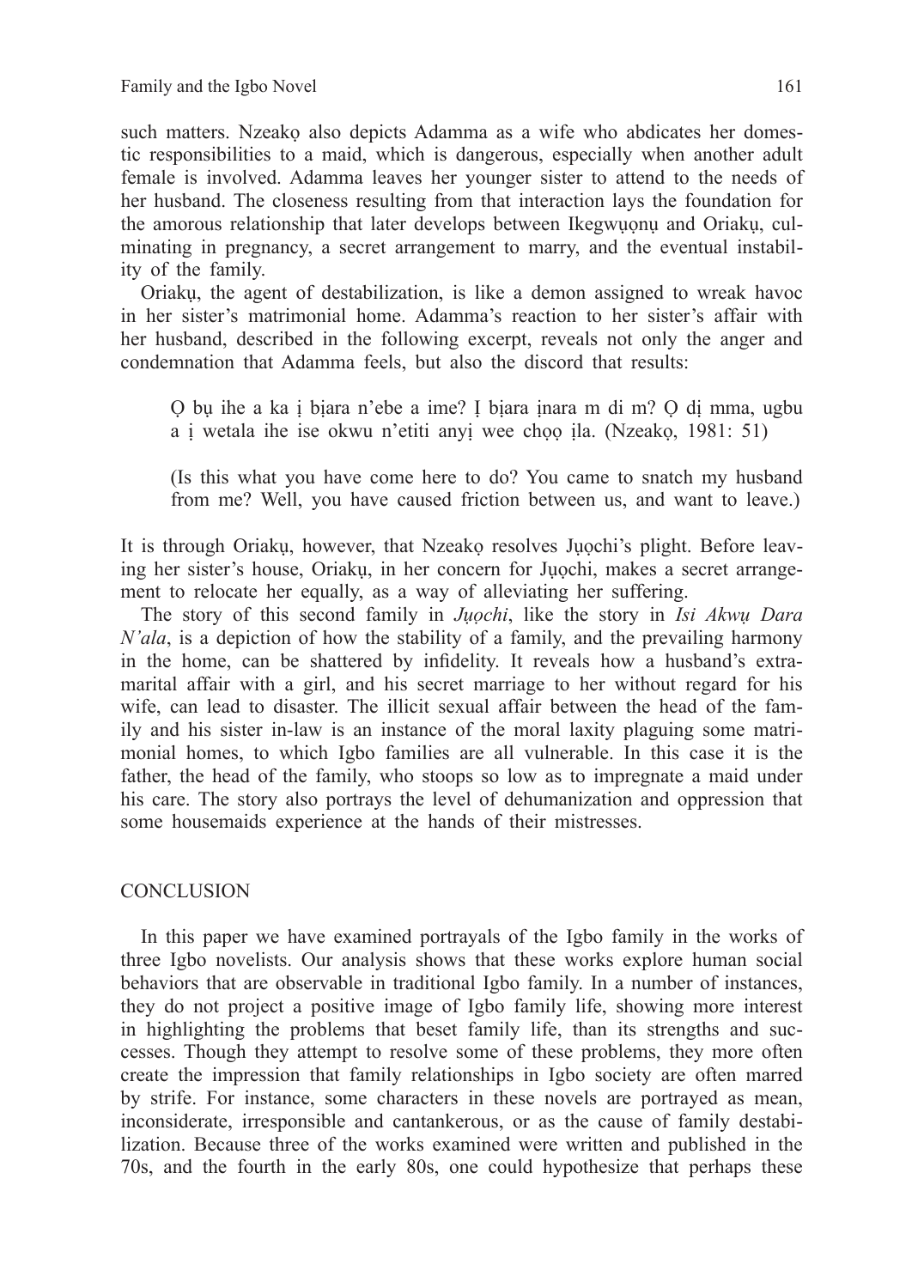such matters. Nzeakọ also depicts Adamma as a wife who abdicates her domestic responsibilities to a maid, which is dangerous, especially when another adult female is involved. Adamma leaves her younger sister to attend to the needs of her husband. The closeness resulting from that interaction lays the foundation for the amorous relationship that later develops between Ikegwụọnụ and Oriakụ, culminating in pregnancy, a secret arrangement to marry, and the eventual instability of the family.

Oriakụ, the agent of destabilization, is like a demon assigned to wreak havoc in her sister's matrimonial home. Adamma's reaction to her sister's affair with her husband, described in the following excerpt, reveals not only the anger and condemnation that Adamma feels, but also the discord that results:

> Ọ bụ ihe a ka ị bịara n'ebe a ime? Ị bịara ịnara m di m? Ọ dị mma, ugbu a ị wetala ihe ise okwu n'etiti anyị wee chọọ ịla. (Nzeakọ, 1981: 51)
>
> (Is this what you have come here to do? You came to snatch my husband from me? Well, you have caused friction between us, and want to leave.)

It is through Oriakụ, however, that Nzeakọ resolves Jụọchi's plight. Before leaving her sister's house, Oriakụ, in her concern for Jụọchi, makes a secret arrangement to relocate her equally, as a way of alleviating her suffering.

The story of this second family in *Jụọchi*, like the story in *Isi Akwụ Dara N'ala*, is a depiction of how the stability of a family, and the prevailing harmony in the home, can be shattered by infidelity. It reveals how a husband's extramarital affair with a girl, and his secret marriage to her without regard for his wife, can lead to disaster. The illicit sexual affair between the head of the family and his sister in-law is an instance of the moral laxity plaguing some matrimonial homes, to which Igbo families are all vulnerable. In this case it is the father, the head of the family, who stoops so low as to impregnate a maid under his care. The story also portrays the level of dehumanization and oppression that some housemaids experience at the hands of their mistresses.

## CONCLUSION

In this paper we have examined portrayals of the Igbo family in the works of three Igbo novelists. Our analysis shows that these works explore human social behaviors that are observable in traditional Igbo family. In a number of instances, they do not project a positive image of Igbo family life, showing more interest in highlighting the problems that beset family life, than its strengths and successes. Though they attempt to resolve some of these problems, they more often create the impression that family relationships in Igbo society are often marred by strife. For instance, some characters in these novels are portrayed as mean, inconsiderate, irresponsible and cantankerous, or as the cause of family destabilization. Because three of the works examined were written and published in the 70s, and the fourth in the early 80s, one could hypothesize that perhaps these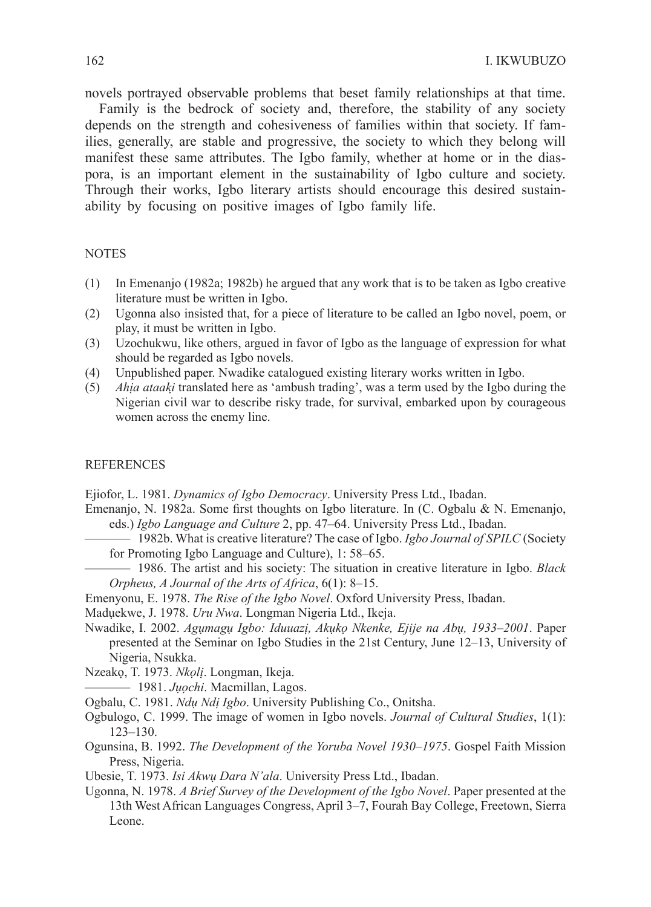novels portrayed observable problems that beset family relationships at that time.

Family is the bedrock of society and, therefore, the stability of any society depends on the strength and cohesiveness of families within that society. If families, generally, are stable and progressive, the society to which they belong will manifest these same attributes. The Igbo family, whether at home or in the diaspora, is an important element in the sustainability of Igbo culture and society. Through their works, Igbo literary artists should encourage this desired sustainability by focusing on positive images of Igbo family life.

## NOTES

(1) In Emenanjo (1982a; 1982b) he argued that any work that is to be taken as Igbo creative literature must be written in Igbo.

(2) Ugonna also insisted that, for a piece of literature to be called an Igbo novel, poem, or play, it must be written in Igbo.

(3) Uzochukwu, like others, argued in favor of Igbo as the language of expression for what should be regarded as Igbo novels.

(4) Unpublished paper. Nwadike catalogued existing literary works written in Igbo.

(5) *Ahịa ataakị* translated here as 'ambush trading', was a term used by the Igbo during the Nigerian civil war to describe risky trade, for survival, embarked upon by courageous women across the enemy line.

## REFERENCES

Ejiofor, L. 1981. *Dynamics of Igbo Democracy*. University Press Ltd., Ibadan.

Emenanjo, N. 1982a. Some first thoughts on Igbo literature. In (C. Ogbalu & N. Emenanjo, eds.) *Igbo Language and Culture* 2, pp. 47–64. University Press Ltd., Ibadan.

——— 1982b. What is creative literature? The case of Igbo. *Igbo Journal of SPILC* (Society for Promoting Igbo Language and Culture), 1: 58–65.

——— 1986. The artist and his society: The situation in creative literature in Igbo. *Black Orpheus, A Journal of the Arts of Africa*, 6(1): 8–15.

Emenyonu, E. 1978. *The Rise of the Igbo Novel*. Oxford University Press, Ibadan.

Madụekwe, J. 1978. *Uru Nwa*. Longman Nigeria Ltd., Ikeja.

Nwadike, I. 2002. *Agụmagụ Igbo: Iduuazị, Akụkọ Nkenke, Ejije na Abụ, 1933–2001*. Paper presented at the Seminar on Igbo Studies in the 21st Century, June 12–13, University of Nigeria, Nsukka.

Nzeakọ, T. 1973. *Nkọlị*. Longman, Ikeja.

——— 1981. *Jụọchi*. Macmillan, Lagos.

Ogbalu, C. 1981. *Ndụ Ndị Igbo*. University Publishing Co., Onitsha.

Ogbulogo, C. 1999. The image of women in Igbo novels. *Journal of Cultural Studies*, 1(1): 123–130.

Ogunsina, B. 1992. *The Development of the Yoruba Novel 1930–1975*. Gospel Faith Mission Press, Nigeria.

Ubesie, T. 1973. *Isi Akwụ Dara N'ala*. University Press Ltd., Ibadan.

Ugonna, N. 1978. *A Brief Survey of the Development of the Igbo Novel*. Paper presented at the 13th West African Languages Congress, April 3–7, Fourah Bay College, Freetown, Sierra Leone.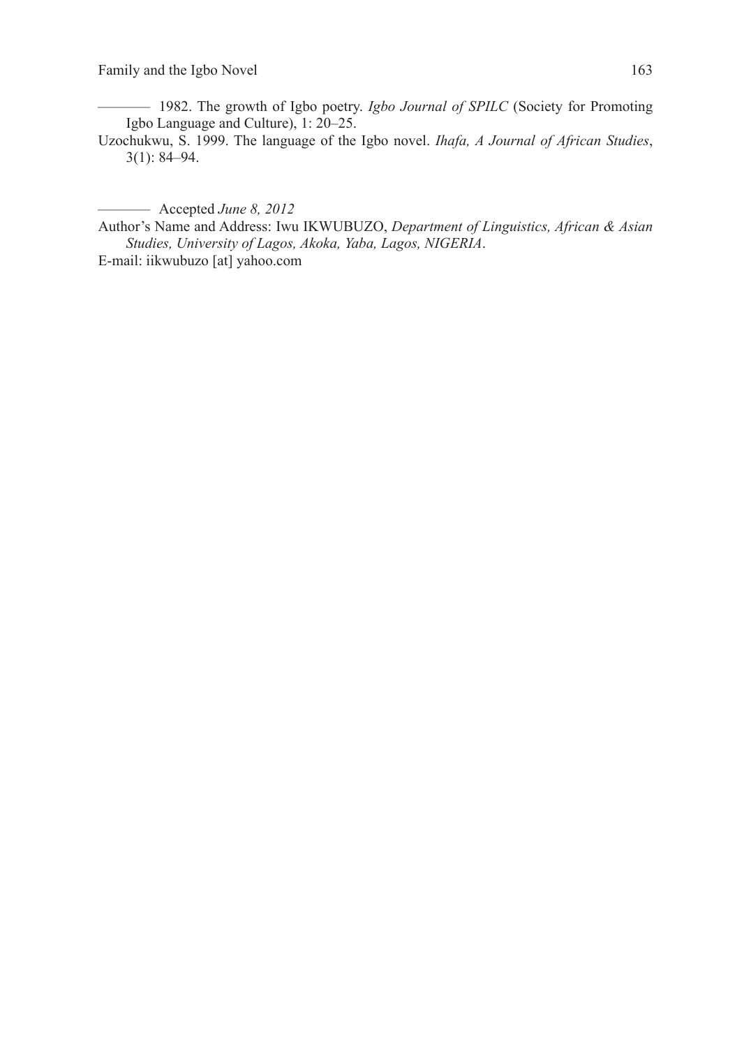——— 1982. The growth of Igbo poetry. *Igbo Journal of SPILC* (Society for Promoting Igbo Language and Culture), 1: 20–25.

Uzochukwu, S. 1999. The language of the Igbo novel. *Ihafa, A Journal of African Studies*, 3(1): 84–94.

——— Accepted *June 8, 2012*

Author's Name and Address: Iwu IKWUBUZO, *Department of Linguistics, African & Asian Studies, University of Lagos, Akoka, Yaba, Lagos, NIGERIA*.

E-mail: iikwubuzo [at] yahoo.com